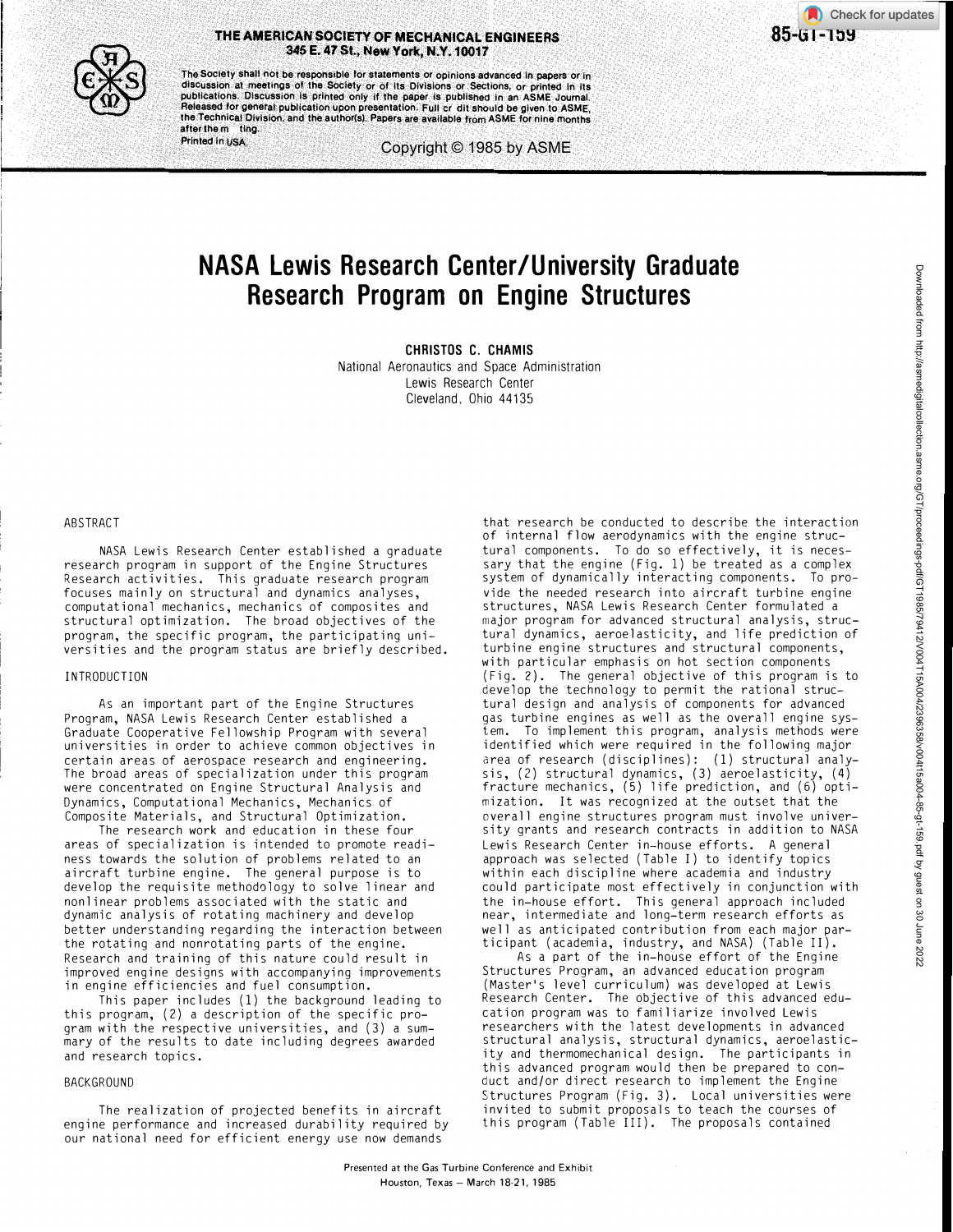# NASA Lewis Research Center/University Graduate Research Program on Engine Structures

**CHRISTOS C. CHAMIS**
National Aeronautics and Space Administration
Lewis Research Center
Cleveland, Ohio 44135

## ABSTRACT

NASA Lewis Research Center established a graduate research program in support of the Engine Structures Research activities. This graduate research program focuses mainly on structural and dynamics analyses, computational mechanics, mechanics of composites and structural optimization. The broad objectives of the program, the specific program, the participating universities and the program status are briefly described.

## INTRODUCTION

As an important part of the Engine Structures Program, NASA Lewis Research Center established a Graduate Cooperative Fellowship Program with several universities in order to achieve common objectives in certain areas of aerospace research and engineering. The broad areas of specialization under this program were concentrated on Engine Structural Analysis and Dynamics, Computational Mechanics, Mechanics of Composite Materials, and Structural Optimization.

The research work and education in these four areas of specialization is intended to promote readiness towards the solution of problems related to an aircraft turbine engine. The general purpose is to develop the requisite methodology to solve linear and nonlinear problems associated with the static and dynamic analysis of rotating machinery and develop better understanding regarding the interaction between the rotating and nonrotating parts of the engine. Research and training of this nature could result in improved engine designs with accompanying improvements in engine efficiencies and fuel consumption.

This paper includes (1) the background leading to this program, (2) a description of the specific program with the respective universities, and (3) a summary of the results to date including degrees awarded and research topics.

## BACKGROUND

The realization of projected benefits in aircraft engine performance and increased durability required by our national need for efficient energy use now demands that research be conducted to describe the interaction of internal flow aerodynamics with the engine structural components. To do so effectively, it is necessary that the engine (Fig. 1) be treated as a complex system of dynamically interacting components. To provide the needed research into aircraft turbine engine structures, NASA Lewis Research Center formulated a major program for advanced structural analysis, structural dynamics, aeroelasticity, and life prediction of turbine engine structures and structural components, with particular emphasis on hot section components (Fig. 2). The general objective of this program is to develop the technology to permit the rational structural design and analysis of components for advanced gas turbine engines as well as the overall engine system. To implement this program, analysis methods were identified which were required in the following major area of research (disciplines): (1) structural analysis, (2) structural dynamics, (3) aeroelasticity, (4) fracture mechanics, (5) life prediction, and (6) optimization. It was recognized at the outset that the overall engine structures program must involve university grants and research contracts in addition to NASA Lewis Research Center in-house efforts. A general approach was selected (Table I) to identify topics within each discipline where academia and industry could participate most effectively in conjunction with the in-house effort. This general approach included near, intermediate and long-term research efforts as well as anticipated contribution from each major participant (academia, industry, and NASA) (Table II).

As a part of the in-house effort of the Engine Structures Program, an advanced education program (Master's level curriculum) was developed at Lewis Research Center. The objective of this advanced education program was to familiarize involved Lewis researchers with the latest developments in advanced structural analysis, structural dynamics, aeroelasticity and thermomechanical design. The participants in this advanced program would then be prepared to conduct and/or direct research to implement the Engine Structures Program (Fig. 3). Local universities were invited to submit proposals to teach the courses of this program (Table III). The proposals contained

Presented at the Gas Turbine Conference and Exhibit
Houston, Texas – March 18-21, 1985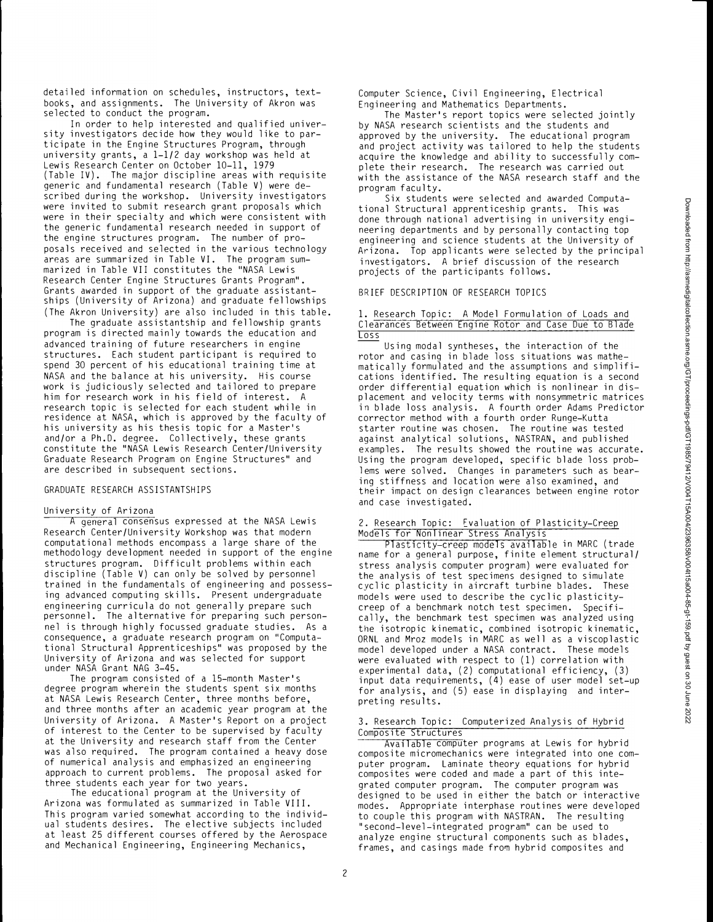detailed information on schedules, instructors, textbooks, and assignments. The University of Akron was selected to conduct the program.

In order to help interested and qualified university investigators decide how they would like to participate in the Engine Structures Program, through university grants, a 1-1/2 day workshop was held at Lewis Research Center on October 10-11, 1979 (Table IV). The major discipline areas with requisite generic and fundamental research (Table V) were described during the workshop. University investigators were invited to submit research grant proposals which were in their specialty and which were consistent with the generic fundamental research needed in support of the engine structures program. The number of proposals received and selected in the various technology areas are summarized in Table VI. The program summarized in Table VII constitutes the "NASA Lewis Research Center Engine Structures Grants Program". Grants awarded in support of the graduate assistantships (University of Arizona) and graduate fellowships (The Akron University) are also included in this table.

The graduate assistantship and fellowship grants program is directed mainly towards the education and advanced training of future researchers in engine structures. Each student participant is required to spend 30 percent of his educational training time at NASA and the balance at his university. His course work is judiciously selected and tailored to prepare him for research work in his field of interest. A research topic is selected for each student while in residence at NASA, which is approved by the faculty of his university as his thesis topic for a Master's and/or a Ph.D. degree. Collectively, these grants constitute the "NASA Lewis Research Center/University Graduate Research Program on Engine Structures" and are described in subsequent sections.

## GRADUATE RESEARCH ASSISTANTSHIPS

### University of Arizona

A general consensus expressed at the NASA Lewis Research Center/University Workshop was that modern computational methods encompass a large share of the methodology development needed in support of the engine structures program. Difficult problems within each discipline (Table V) can only be solved by personnel trained in the fundamentals of engineering and possessing advanced computing skills. Present undergraduate engineering curricula do not generally prepare such personnel. The alternative for preparing such personnel is through highly focussed graduate studies. As a consequence, a graduate research program on "Computational Structural Apprenticeships" was proposed by the University of Arizona and was selected for support under NASA Grant NAG 3-45.

The program consisted of a 15-month Master's degree program wherein the students spent six months at NASA Lewis Research Center, three months before, and three months after an academic year program at the University of Arizona. A Master's Report on a project of interest to the Center to be supervised by faculty at the University and research staff from the Center was also required. The program contained a heavy dose of numerical analysis and emphasized an engineering approach to current problems. The proposal asked for three students each year for two years.

The educational program at the University of Arizona was formulated as summarized in Table VIII. This program varied somewhat according to the individual students desires. The elective subjects included at least 25 different courses offered by the Aerospace and Mechanical Engineering, Engineering Mechanics, Computer Science, Civil Engineering, Electrical Engineering and Mathematics Departments.

The Master's report topics were selected jointly by NASA research scientists and the students and approved by the university. The educational program and project activity was tailored to help the students acquire the knowledge and ability to successfully complete their research. The research was carried out with the assistance of the NASA research staff and the program faculty.

Six students were selected and awarded Computational Structural apprenticeship grants. This was done through national advertising in university engineering departments and by personally contacting top engineering and science students at the University of Arizona. Top applicants were selected by the principal investigators. A brief discussion of the research projects of the participants follows.

## BRIEF DESCRIPTION OF RESEARCH TOPICS

### 1. Research Topic: A Model Formulation of Loads and Clearances Between Engine Rotor and Case Due to Blade Loss

Using modal syntheses, the interaction of the rotor and casing in blade loss situations was mathematically formulated and the assumptions and simplifications identified. The resulting equation is a second order differential equation which is nonlinear in displacement and velocity terms with nonsymmetric matrices in blade loss analysis. A fourth order Adams Predictor corrector method with a fourth order Runge-Kutta starter routine was chosen. The routine was tested against analytical solutions, NASTRAN, and published examples. The results showed the routine was accurate. Using the program developed, specific blade loss problems were solved. Changes in parameters such as bearing stiffness and location were also examined, and their impact on design clearances between engine rotor and case investigated.

### 2. Research Topic: Evaluation of Plasticity-Creep Models for Nonlinear Stress Analysis

Plasticity-creep models available in MARC (trade name for a general purpose, finite element structural/stress analysis computer program) were evaluated for the analysis of test specimens designed to simulate cyclic plasticity in aircraft turbine blades. These models were used to describe the cyclic plasticity-creep of a benchmark notch test specimen. Specifically, the benchmark test specimen was analyzed using the isotropic kinematic, combined isotropic kinematic, ORNL and Mroz models in MARC as well as a viscoplastic model developed under a NASA contract. These models were evaluated with respect to (1) correlation with experimental data, (2) computational efficiency, (3) input data requirements, (4) ease of user model set-up for analysis, and (5) ease in displaying and interpreting results.

### 3. Research Topic: Computerized Analysis of Hybrid Composite Structures

Available computer programs at Lewis for hybrid composite micromechanics were integrated into one computer program. Laminate theory equations for hybrid composites were coded and made a part of this integrated computer program. The computer program was designed to be used in either the batch or interactive modes. Appropriate interphase routines were developed to couple this program with NASTRAN. The resulting "second-level-integrated program" can be used to analyze engine structural components such as blades, frames, and casings made from hybrid composites and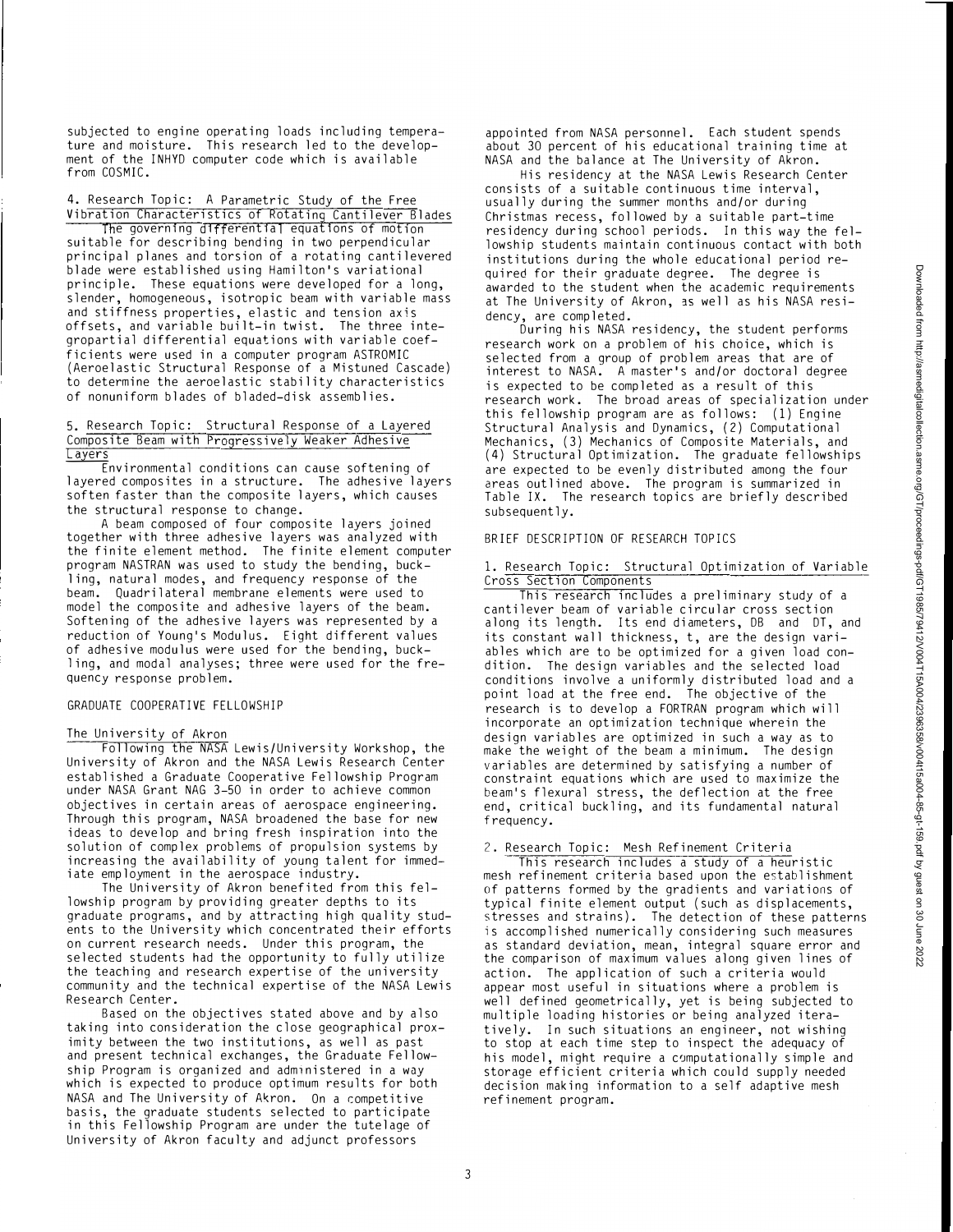subjected to engine operating loads including temperature and moisture. This research led to the development of the INHYD computer code which is available from COSMIC.

4. Research Topic: A Parametric Study of the Free Vibration Characteristics of Rotating Cantilever Blades

The governing differential equations of motion suitable for describing bending in two perpendicular principal planes and torsion of a rotating cantilevered blade were established using Hamilton's variational principle. These equations were developed for a long, slender, homogeneous, isotropic beam with variable mass and stiffness properties, elastic and tension axis offsets, and variable built-in twist. The three integropartial differential equations with variable coefficients were used in a computer program ASTROMIC (Aeroelastic Structural Response of a Mistuned Cascade) to determine the aeroelastic stability characteristics of nonuniform blades of bladed-disk assemblies.

5. Research Topic: Structural Response of a Layered Composite Beam with Progressively Weaker Adhesive Layers

Environmental conditions can cause softening of layered composites in a structure. The adhesive layers soften faster than the composite layers, which causes the structural response to change.

A beam composed of four composite layers joined together with three adhesive layers was analyzed with the finite element method. The finite element computer program NASTRAN was used to study the bending, buckling, natural modes, and frequency response of the beam. Quadrilateral membrane elements were used to model the composite and adhesive layers of the beam. Softening of the adhesive layers was represented by a reduction of Young's Modulus. Eight different values of adhesive modulus were used for the bending, buckling, and modal analyses; three were used for the frequency response problem.

## GRADUATE COOPERATIVE FELLOWSHIP

### The University of Akron

Following the NASA Lewis/University Workshop, the University of Akron and the NASA Lewis Research Center established a Graduate Cooperative Fellowship Program under NASA Grant NAG 3-50 in order to achieve common objectives in certain areas of aerospace engineering. Through this program, NASA broadened the base for new ideas to develop and bring fresh inspiration into the solution of complex problems of propulsion systems by increasing the availability of young talent for immediate employment in the aerospace industry.

The University of Akron benefited from this fellowship program by providing greater depths to its graduate programs, and by attracting high quality students to the University which concentrated their efforts on current research needs. Under this program, the selected students had the opportunity to fully utilize the teaching and research expertise of the university community and the technical expertise of the NASA Lewis Research Center.

Based on the objectives stated above and by also taking into consideration the close geographical proximity between the two institutions, as well as past and present technical exchanges, the Graduate Fellowship Program is organized and administered in a way which is expected to produce optimum results for both NASA and The University of Akron. On a competitive basis, the graduate students selected to participate in this Fellowship Program are under the tutelage of University of Akron faculty and adjunct professors appointed from NASA personnel. Each student spends about 30 percent of his educational training time at NASA and the balance at The University of Akron.

His residency at the NASA Lewis Research Center consists of a suitable continuous time interval, usually during the summer months and/or during Christmas recess, followed by a suitable part-time residency during school periods. In this way the fellowship students maintain continuous contact with both institutions during the whole educational period required for their graduate degree. The degree is awarded to the student when the academic requirements at The University of Akron, as well as his NASA residency, are completed.

During his NASA residency, the student performs research work on a problem of his choice, which is selected from a group of problem areas that are of interest to NASA. A master's and/or doctoral degree is expected to be completed as a result of this research work. The broad areas of specialization under this fellowship program are as follows: (1) Engine Structural Analysis and Dynamics, (2) Computational Mechanics, (3) Mechanics of Composite Materials, and (4) Structural Optimization. The graduate fellowships are expected to be evenly distributed among the four areas outlined above. The program is summarized in Table IX. The research topics are briefly described subsequently.

## BRIEF DESCRIPTION OF RESEARCH TOPICS

1. Research Topic: Structural Optimization of Variable Cross Section Components

This research includes a preliminary study of a cantilever beam of variable circular cross section along its length. Its end diameters, DB and DT, and its constant wall thickness, t, are the design variables which are to be optimized for a given load condition. The design variables and the selected load conditions involve a uniformly distributed load and a point load at the free end. The objective of the research is to develop a FORTRAN program which will incorporate an optimization technique wherein the design variables are optimized in such a way as to make the weight of the beam a minimum. The design variables are determined by satisfying a number of constraint equations which are used to maximize the beam's flexural stress, the deflection at the free end, critical buckling, and its fundamental natural frequency.

2. Research Topic: Mesh Refinement Criteria

This research includes a study of a heuristic mesh refinement criteria based upon the establishment of patterns formed by the gradients and variations of typical finite element output (such as displacements, stresses and strains). The detection of these patterns is accomplished numerically considering such measures as standard deviation, mean, integral square error and the comparison of maximum values along given lines of action. The application of such a criteria would appear most useful in situations where a problem is well defined geometrically, yet is being subjected to multiple loading histories or being analyzed iteratively. In such situations an engineer, not wishing to stop at each time step to inspect the adequacy of his model, might require a computationally simple and storage efficient criteria which could supply needed decision making information to a self adaptive mesh refinement program.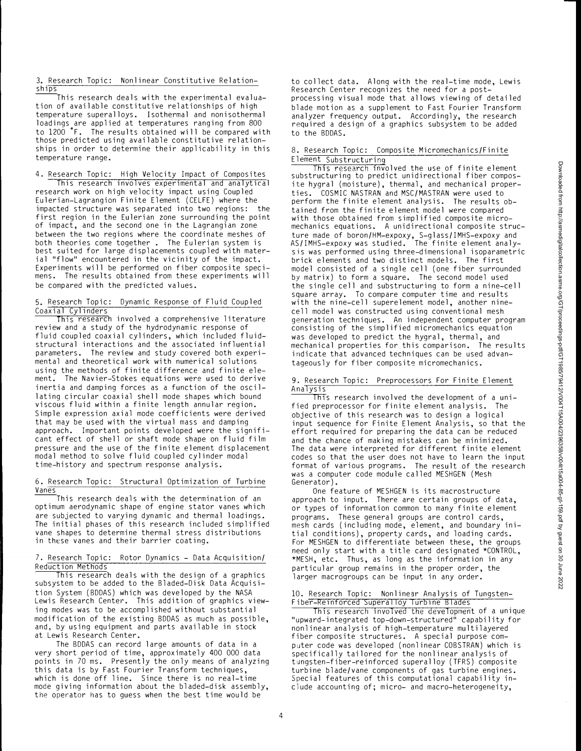3. Research Topic: Nonlinear Constitutive Relationships

This research deals with the experimental evaluation of available constitutive relationships of high temperature superalloys. Isothermal and nonisothermal loadings are applied at temperatures ranging from 800 to 1200 °F. The results obtained will be compared with those predicted using available constitutive relationships in order to determine their applicability in this temperature range.

4. Research Topic: High Velocity Impact of Composites

This research involves experimental and analytical research work on high velocity impact using Coupled Eulerian-Lagrangion Finite Element (CELFE) where the impacted structure was separated into two regions: the first region in the Eulerian zone surrounding the point of impact, and the second one in the Lagrangian zone between the two regions where the coordinate meshes of both theories come together. The Eulerian system is best suited for large displacements coupled with material "flow" encountered in the vicinity of the impact. Experiments will be performed on fiber composite specimens. The results obtained from these experiments will be compared with the predicted values.

5. Research Topic: Dynamic Response of Fluid Coupled Coaxial Cylinders

This research involved a comprehensive literature review and a study of the hydrodynamic response of fluid coupled coaxial cylinders, which included fluid-structural interactions and the associated influential parameters. The review and study covered both experimental and theoretical work with numerical solutions using the methods of finite difference and finite element. The Navier-Stokes equations were used to derive inertia and damping forces as a function of the oscillating circular coaxial shell mode shapes which bound viscous fluid within a finite length annular region. Simple expression axial mode coefficients were derived that may be used with the virtual mass and damping approach. Important points developed were the significant effect of shell or shaft mode shape on fluid film pressure and the use of the finite element displacement modal method to solve fluid coupled cylinder modal time-history and spectrum response analysis.

6. Research Topic: Structural Optimization of Turbine Vanes

This research deals with the determination of an optimum aerodynamic shape of engine stator vanes which are subjected to varying dynamic and thermal loadings. The initial phases of this research included simplified vane shapes to determine thermal stress distributions in these vanes and their barrier coating.

7. Research Topic: Rotor Dynamics - Data Acquisition/Reduction Methods

This research deals with the design of a graphics subsystem to be added to the Bladed-Disk Data Acquisition System (BDDAS) which was developed by the NASA Lewis Research Center. This addition of graphics viewing modes was to be accomplished without substantial modification of the existing BDDAS as much as possible, and, by using equipment and parts available in stock at Lewis Research Center.

The BDDAS can record large amounts of data in a very short period of time, approximately 400 000 data points in 70 ms. Presently the only means of analyzing this data is by Fast Fourier Transform techniques, which is done off line. Since there is no real-time mode giving information about the bladed-disk assembly, the operator has to guess when the best time would be to collect data. Along with the real-time mode, Lewis Research Center recognizes the need for a post-processing visual mode that allows viewing of detailed blade motion as a supplement to Fast Fourier Transform analyzer frequency output. Accordingly, the research required a design of a graphics subsystem to be added to the BDDAS.

8. Research Topic: Composite Micromechanics/Finite Element Substructuring

This research involved the use of finite element substructuring to predict unidirectional fiber composite hygral (moisture), thermal, and mechanical properties. COSMIC NASTRAN and MSC/MASTRAN were used to perform the finite element analysis. The results obtained from the finite element model were compared with those obtained from simplified composite micromechanics equations. A unidirectional composite structure made of boron/HM-expoxy, S-glass/IMHS-expoxy and AS/IMHS-expoxy was studied. The finite element analysis was performed using three-dimensional isoparametric brick elements and two distinct models. The first model consisted of a single cell (one fiber surrounded by matrix) to form a square. The second model used the single cell and substructuring to form a nine-cell square array. To compare computer time and results with the nine-cell superelement model, another nine-cell model was constructed using conventional mesh generation techniques. An independent computer program consisting of the simplified micromechanics equation was developed to predict the hygral, thermal, and mechanical properties for this comparison. The results indicate that advanced techniques can be used advantageously for fiber composite micromechanics.

9. Research Topic: Preprocessors For Finite Element Analysis

This research involved the development of a unified preprocessor for finite element analysis. The objective of this research was to design a logical input sequence for Finite Element Analysis, so that the effort required for preparing the data can be reduced and the chance of making mistakes can be minimized. The data were interpreted for different finite element codes so that the user does not have to learn the input format of various programs. The result of the research was a computer code module called MESHGEN (Mesh Generator).

One feature of MESHGEN is its macrostructure approach to input. There are certain groups of data, or types of information common to many finite element programs. These general groups are control cards, mesh cards (including mode, element, and boundary initial conditions), property cards, and loading cards. For MESHGEN to differentiate between these, the groups need only start with a title card designated *CONTROL, *MESH, etc. Thus, as long as the information in any particular group remains in the proper order, the larger macrogroups can be input in any order.

10. Research Topic: Nonlinear Analysis of Tungsten-Fiber-Reinforced Superalloy Turbine Blades

This research involved the development of a unique "upward-integrated top-down-structured" capability for nonlinear analysis of high-temperature multilayered fiber composite structures. A special purpose computer code was developed (nonlinear COBSTRAN) which is specifically tailored for the nonlinear analysis of tungsten-fiber-reinforced superalloy (TFRS) composite turbine blade/vane components of gas turbine engines. Special features of this computational capability include accounting of; micro- and macro-heterogeneity,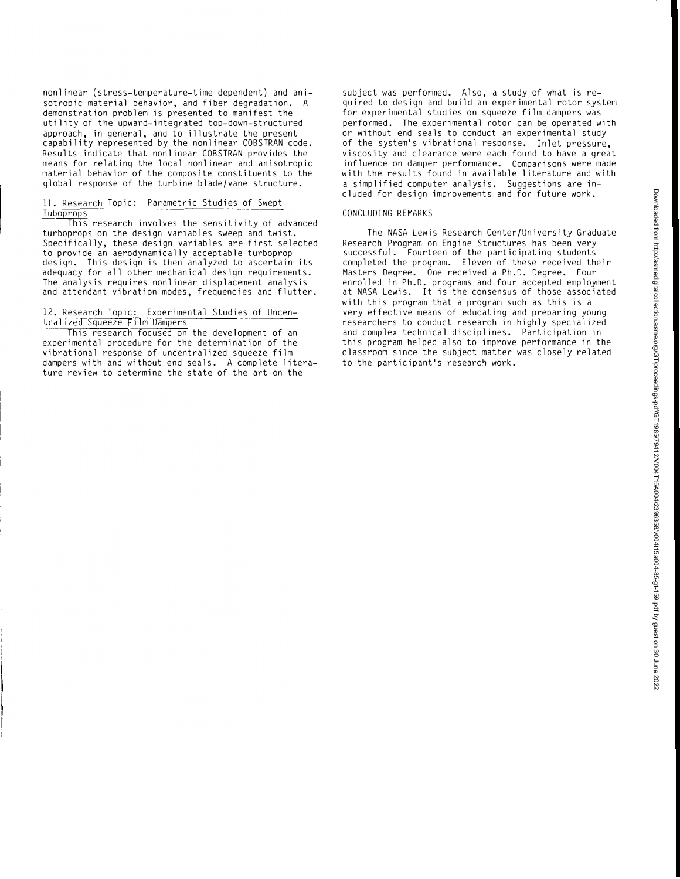nonlinear (stress-temperature-time dependent) and anisotropic material behavior, and fiber degradation. A demonstration problem is presented to manifest the utility of the upward-integrated top-down-structured approach, in general, and to illustrate the present capability represented by the nonlinear COBSTRAN code. Results indicate that nonlinear COBSTRAN provides the means for relating the local nonlinear and anisotropic material behavior of the composite constituents to the global response of the turbine blade/vane structure.

### 11. Research Topic: Parametric Studies of Swept Tuboprops

This research involves the sensitivity of advanced turboprops on the design variables sweep and twist. Specifically, these design variables are first selected to provide an aerodynamically acceptable turboprop design. This design is then analyzed to ascertain its adequacy for all other mechanical design requirements. The analysis requires nonlinear displacement analysis and attendant vibration modes, frequencies and flutter.

### 12. Research Topic: Experimental Studies of Uncentralized Squeeze Film Dampers

This research focused on the development of an experimental procedure for the determination of the vibrational response of uncentralized squeeze film dampers with and without end seals. A complete literature review to determine the state of the art on the subject was performed. Also, a study of what is required to design and build an experimental rotor system for experimental studies on squeeze film dampers was performed. The experimental rotor can be operated with or without end seals to conduct an experimental study of the system's vibrational response. Inlet pressure, viscosity and clearance were each found to have a great influence on damper performance. Comparisons were made with the results found in available literature and with a simplified computer analysis. Suggestions are included for design improvements and for future work.

## CONCLUDING REMARKS

The NASA Lewis Research Center/University Graduate Research Program on Engine Structures has been very successful. Fourteen of the participating students completed the program. Eleven of these received their Masters Degree. One received a Ph.D. Degree. Four enrolled in Ph.D. programs and four accepted employment at NASA Lewis. It is the consensus of those associated with this program that a program such as this is a very effective means of educating and preparing young researchers to conduct research in highly specialized and complex technical disciplines. Participation in this program helped also to improve performance in the classroom since the subject matter was closely related to the participant's research work.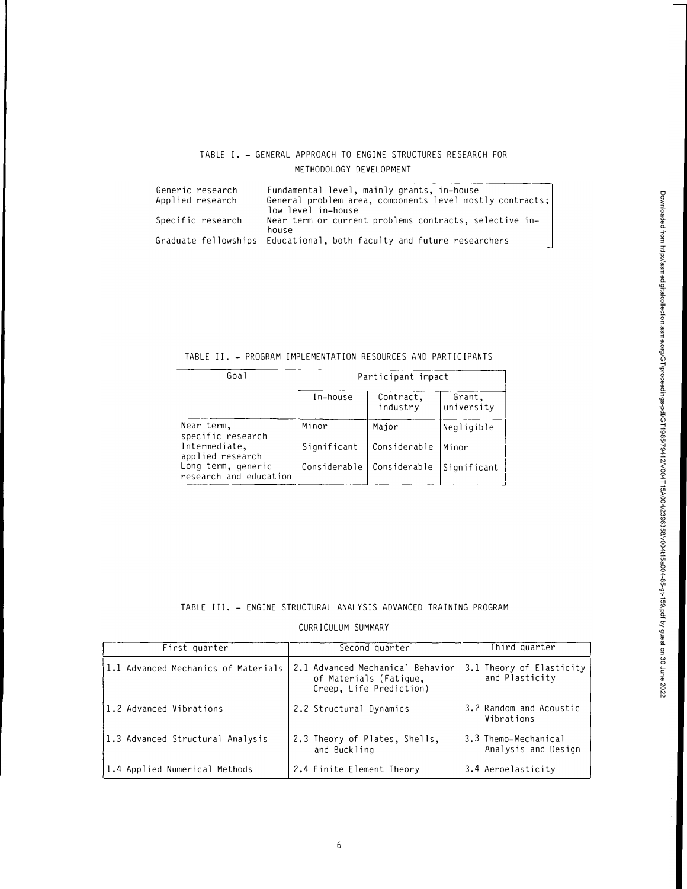TABLE I. – GENERAL APPROACH TO ENGINE STRUCTURES RESEARCH FOR METHODOLOGY DEVELOPMENT

| | |
|---|---|
| Generic research | Fundamental level, mainly grants, in-house |
| Applied research | General problem area, components level mostly contracts; low level in-house |
| Specific research | Near term or current problems contracts, selective in-house |
| Graduate fellowships | Educational, both faculty and future researchers |

TABLE II. – PROGRAM IMPLEMENTATION RESOURCES AND PARTICIPANTS

| Goal | Participant impact | | |
|---|---|---|---|
| | In-house | Contract, industry | Grant, university |
| Near term, specific research | Minor | Major | Negligible |
| Intermediate, applied research | Significant | Considerable | Minor |
| Long term, generic research and education | Considerable | Considerable | Significant |

TABLE III. – ENGINE STRUCTURAL ANALYSIS ADVANCED TRAINING PROGRAM

CURRICULUM SUMMARY

| First quarter | Second quarter | Third quarter |
|---|---|---|
| 1.1 Advanced Mechanics of Materials | 2.1 Advanced Mechanical Behavior of Materials (Fatigue, Creep, Life Prediction) | 3.1 Theory of Elasticity and Plasticity |
| 1.2 Advanced Vibrations | 2.2 Structural Dynamics | 3.2 Random and Acoustic Vibrations |
| 1.3 Advanced Structural Analysis | 2.3 Theory of Plates, Shells, and Buckling | 3.3 Themo-Mechanical Analysis and Design |
| 1.4 Applied Numerical Methods | 2.4 Finite Element Theory | 3.4 Aeroelasticity |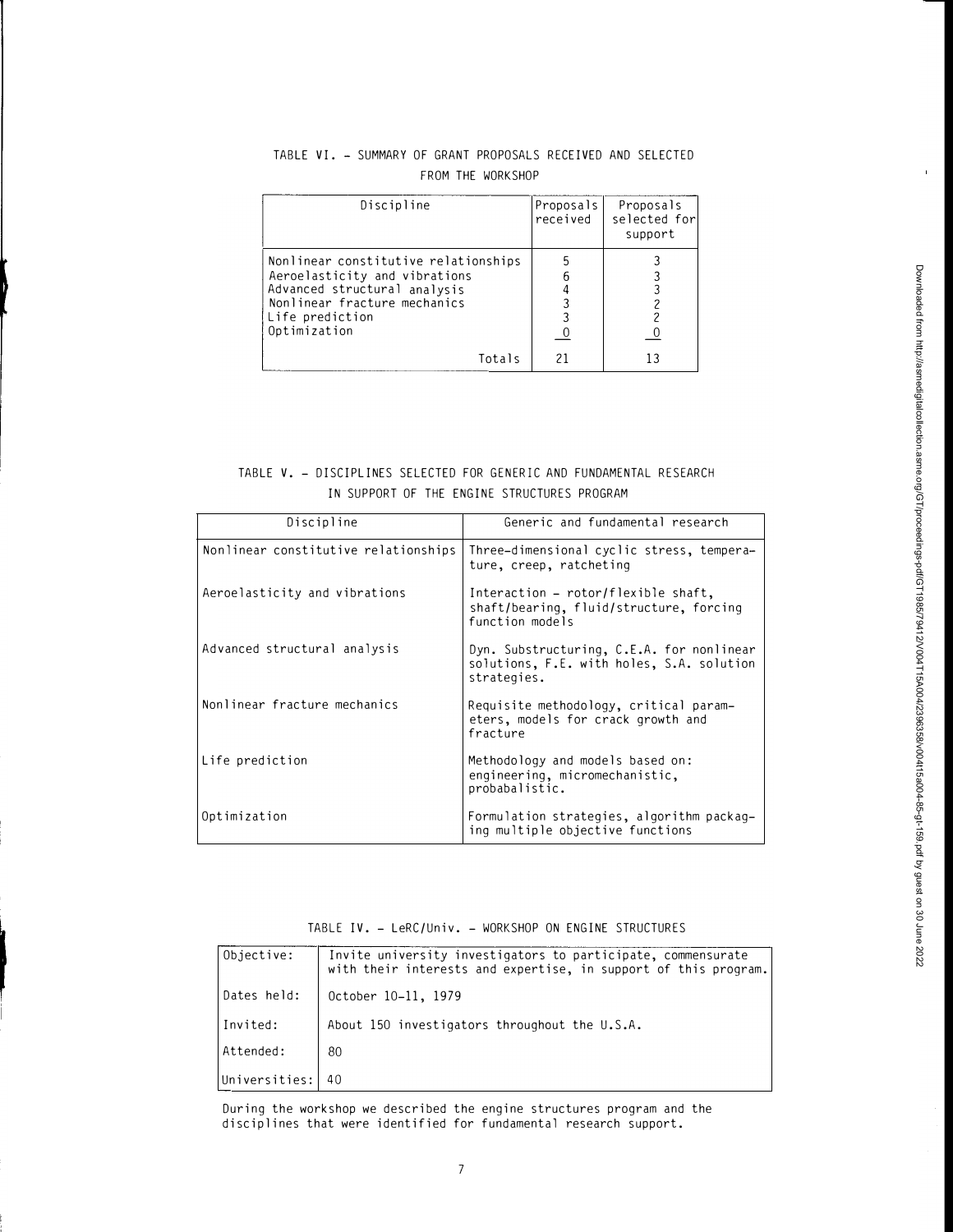TABLE VI. - SUMMARY OF GRANT PROPOSALS RECEIVED AND SELECTED FROM THE WORKSHOP

| Discipline | Proposals received | Proposals selected for support |
| --- | --- | --- |
| Nonlinear constitutive relationships | 5 | 3 |
| Aeroelasticity and vibrations | 6 | 3 |
| Advanced structural analysis | 4 | 3 |
| Nonlinear fracture mechanics | 3 | 2 |
| Life prediction | 3 | 2 |
| Optimization | 0 | 0 |
| Totals | 21 | 13 |

TABLE V. - DISCIPLINES SELECTED FOR GENERIC AND FUNDAMENTAL RESEARCH IN SUPPORT OF THE ENGINE STRUCTURES PROGRAM

| Discipline | Generic and fundamental research |
| --- | --- |
| Nonlinear constitutive relationships | Three-dimensional cyclic stress, temperature, creep, ratcheting |
| Aeroelasticity and vibrations | Interaction - rotor/flexible shaft, shaft/bearing, fluid/structure, forcing function models |
| Advanced structural analysis | Dyn. Substructuring, C.E.A. for nonlinear solutions, F.E. with holes, S.A. solution strategies. |
| Nonlinear fracture mechanics | Requisite methodology, critical parameters, models for crack growth and fracture |
| Life prediction | Methodology and models based on: engineering, micromechanistic, probabalistic. |
| Optimization | Formulation strategies, algorithm packaging multiple objective functions |

TABLE IV. - LeRC/Univ. - WORKSHOP ON ENGINE STRUCTURES

| | |
| --- | --- |
| Objective: | Invite university investigators to participate, commensurate with their interests and expertise, in support of this program. |
| Dates held: | October 10-11, 1979 |
| Invited: | About 150 investigators throughout the U.S.A. |
| Attended: | 80 |
| Universities: | 40 |

During the workshop we described the engine structures program and the disciplines that were identified for fundamental research support.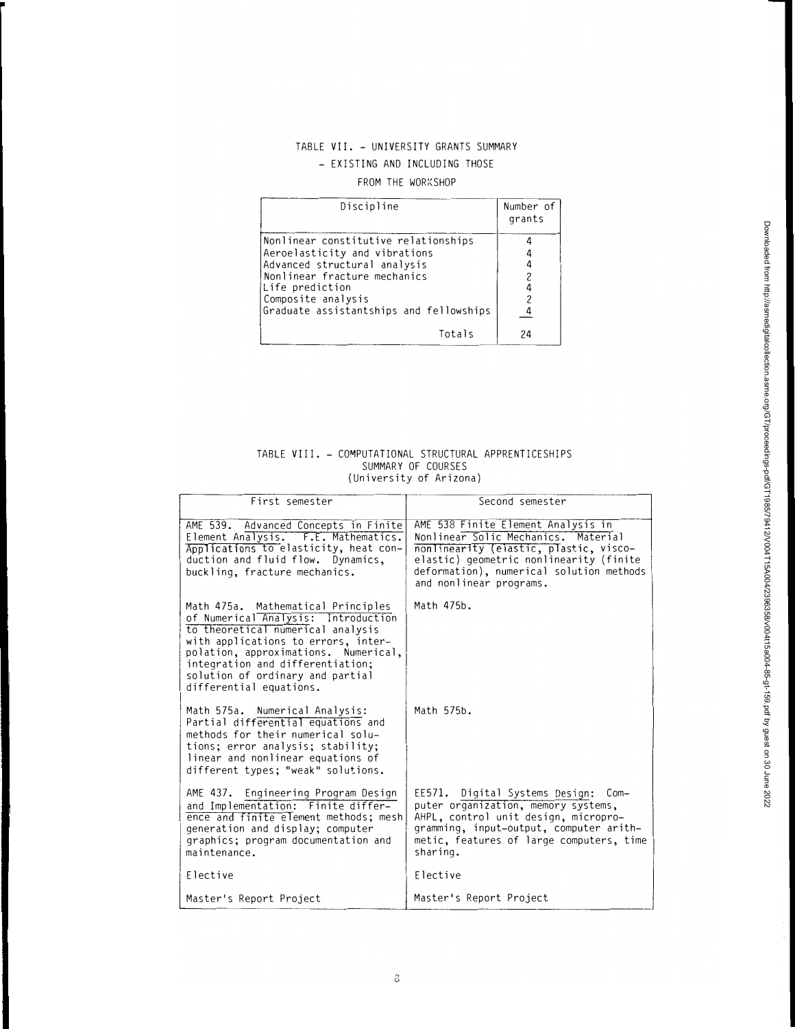TABLE VII. - UNIVERSITY GRANTS SUMMARY - EXISTING AND INCLUDING THOSE FROM THE WORKSHOP

| Discipline | Number of grants |
|---|---|
| Nonlinear constitutive relationships | 4 |
| Aeroelasticity and vibrations | 4 |
| Advanced structural analysis | 4 |
| Nonlinear fracture mechanics | 2 |
| Life prediction | 4 |
| Composite analysis | 2 |
| Graduate assistantships and fellowships | 4 |
| Totals | 24 |

TABLE VIII. - COMPUTATIONAL STRUCTURAL APPRENTICESHIPS SUMMARY OF COURSES (University of Arizona)

| First semester | Second semester |
|---|---|
| AME 539. Advanced Concepts in Finite Element Analysis. F.E. Mathematics. Applications to elasticity, heat conduction and fluid flow. Dynamics, buckling, fracture mechanics. | AME 538 Finite Element Analysis in Nonlinear Solic Mechanics. Material nonlinearity (elastic, plastic, viscoelastic) geometric nonlinearity (finite deformation), numerical solution methods and nonlinear programs. |
| Math 475a. Mathematical Principles of Numerical Analysis: Introduction to theoretical numerical analysis with applications to errors, interpolation, approximations. Numerical, integration and differentiation; solution of ordinary and partial differential equations. | Math 475b. |
| Math 575a. Numerical Analysis: Partial differential equations and methods for their numerical solutions; error analysis; stability; linear and nonlinear equations of different types; "weak" solutions. | Math 575b. |
| AME 437. Engineering Program Design and Implementation: Finite difference and finite element methods; mesh generation and display; computer graphics; program documentation and maintenance. | EE571. Digital Systems Design: Computer organization, memory systems, AHPL, control unit design, microprogramming, input-output, computer arithmetic, features of large computers, time sharing. |
| Elective | Elective |
| Master's Report Project | Master's Report Project |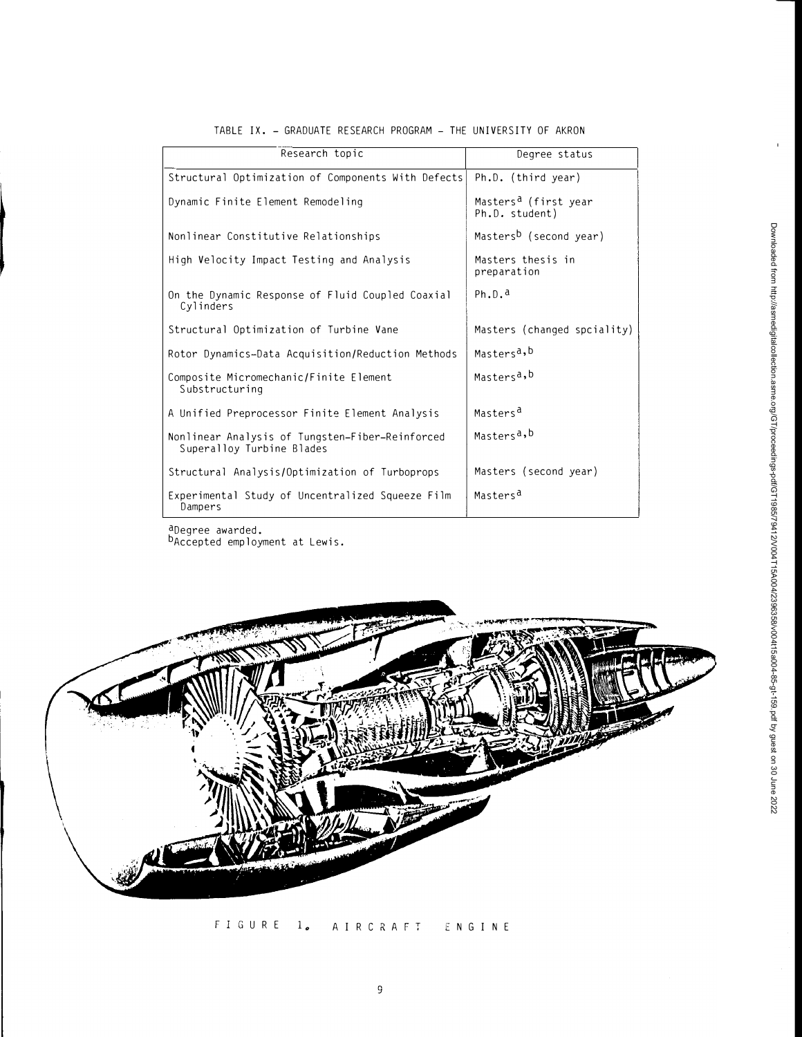TABLE IX. - GRADUATE RESEARCH PROGRAM - THE UNIVERSITY OF AKRON

| Research topic | Degree status |
|---|---|
| Structural Optimization of Components With Defects | Ph.D. (third year) |
| Dynamic Finite Element Remodeling | Masters[a] (first year Ph.D. student) |
| Nonlinear Constitutive Relationships | Masters[b] (second year) |
| High Velocity Impact Testing and Analysis | Masters thesis in preparation |
| On the Dynamic Response of Fluid Coupled Coaxial Cylinders | Ph.D.[a] |
| Structural Optimization of Turbine Vane | Masters (changed spciality) |
| Rotor Dynamics-Data Acquisition/Reduction Methods | Masters[a,b] |
| Composite Micromechanic/Finite Element Substructuring | Masters[a,b] |
| A Unified Preprocessor Finite Element Analysis | Masters[a] |
| Nonlinear Analysis of Tungsten-Fiber-Reinforced Superalloy Turbine Blades | Masters[a,b] |
| Structural Analysis/Optimization of Turboprops | Masters (second year) |
| Experimental Study of Uncentralized Squeeze Film Dampers | Masters[a] |

[a]Degree awarded.
[b]Accepted employment at Lewis.

FIGURE 1. AIRCRAFT ENGINE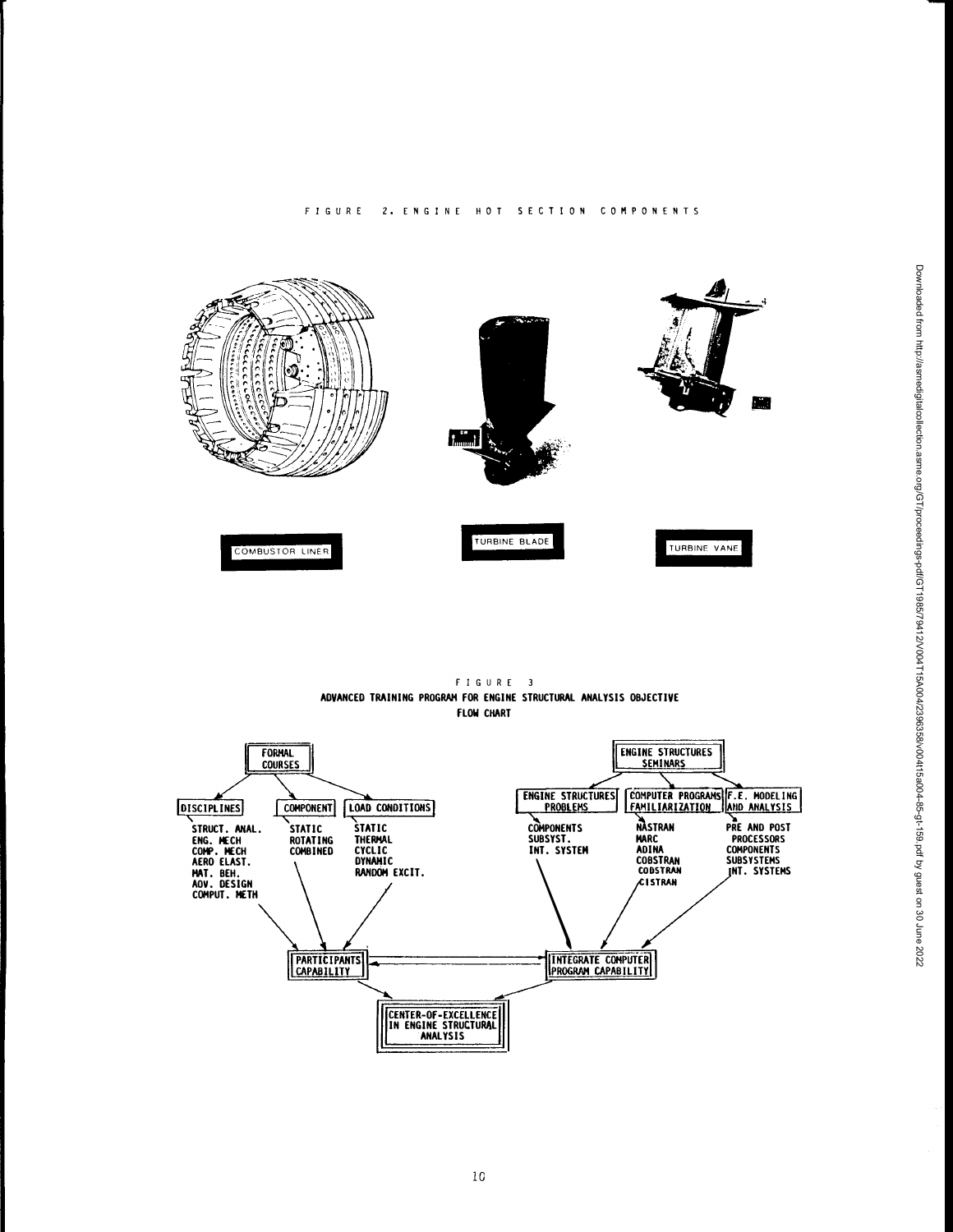FIGURE 2. ENGINE HOT SECTION COMPONENTS

COMBUSTOR LINER

TURBINE BLADE

TURBINE VANE

FIGURE 3

ADVANCED TRAINING PROGRAM FOR ENGINE STRUCTURAL ANALYSIS OBJECTIVE

FLOW CHART

FORMAL COURSES

DISCIPLINES

STRUCT. ANAL.
ENG. MECH
COMP. MECH
AERO ELAST.
MAT. BEH.
ADV. DESIGN
COMPUT. METH

COMPONENT

STATIC
ROTATING
COMBINED

LOAD CONDITIONS

STATIC
THERMAL
CYCLIC
DYNAMIC
RANDOM EXCIT.

ENGINE STRUCTURES SEMINARS

ENGINE STRUCTURES PROBLEMS

COMPONENTS
SUBSYST.
INT. SYSTEM

COMPUTER PROGRAMS FAMILIARIZATION

NASTRAN
MARC
ADINA
COBSTRAN
CODSTRAN
CISTRAN

F.E. MODELING AND ANALYSIS

PRE AND POST PROCESSORS
COMPONENTS
SUBSYSTEMS
INT. SYSTEMS

PARTICIPANTS CAPABILITY

INTEGRATE COMPUTER PROGRAM CAPABILITY

CENTER-OF-EXCELLENCE IN ENGINE STRUCTURAL ANALYSIS